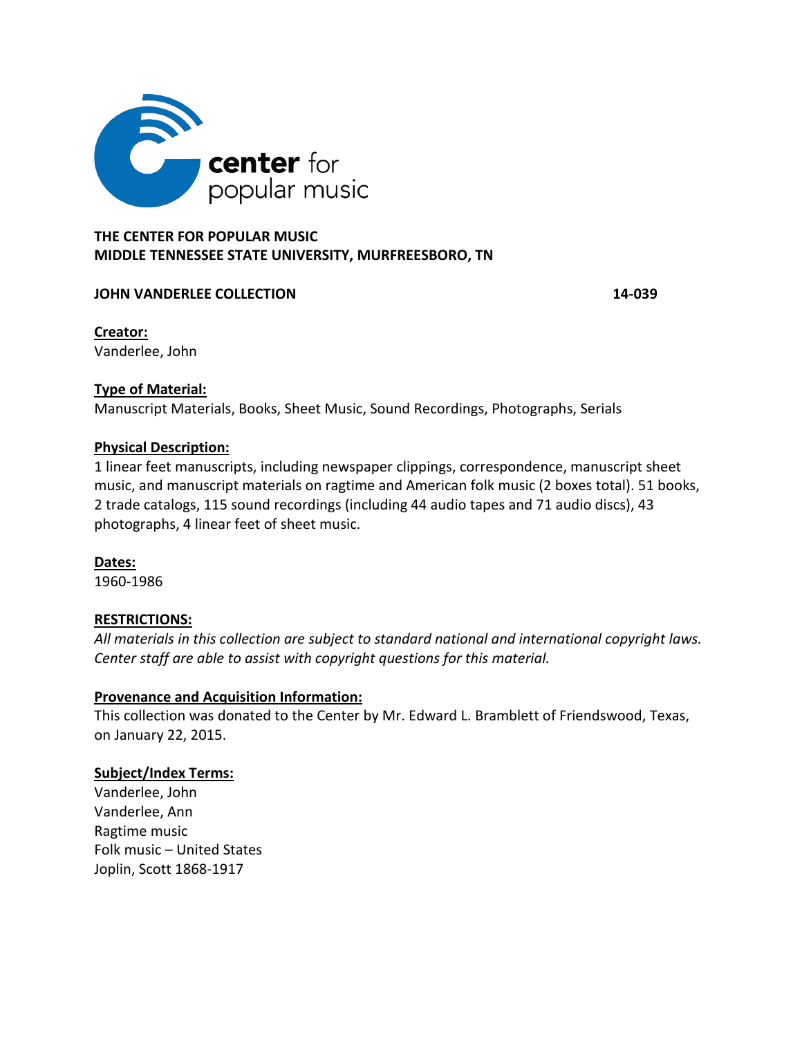**THE CENTER FOR POPULAR MUSIC**
**MIDDLE TENNESSEE STATE UNIVERSITY, MURFREESBORO, TN**

**JOHN VANDERLEE COLLECTION** **14-039**

**Creator:**
Vanderlee, John

**Type of Material:**
Manuscript Materials, Books, Sheet Music, Sound Recordings, Photographs, Serials

**Physical Description:**
1 linear feet manuscripts, including newspaper clippings, correspondence, manuscript sheet music, and manuscript materials on ragtime and American folk music (2 boxes total). 51 books, 2 trade catalogs, 115 sound recordings (including 44 audio tapes and 71 audio discs), 43 photographs, 4 linear feet of sheet music.

**Dates:**
1960-1986

**RESTRICTIONS:**
*All materials in this collection are subject to standard national and international copyright laws. Center staff are able to assist with copyright questions for this material.*

**Provenance and Acquisition Information:**
This collection was donated to the Center by Mr. Edward L. Bramblett of Friendswood, Texas, on January 22, 2015.

**Subject/Index Terms:**
Vanderlee, John
Vanderlee, Ann
Ragtime music
Folk music – United States
Joplin, Scott 1868-1917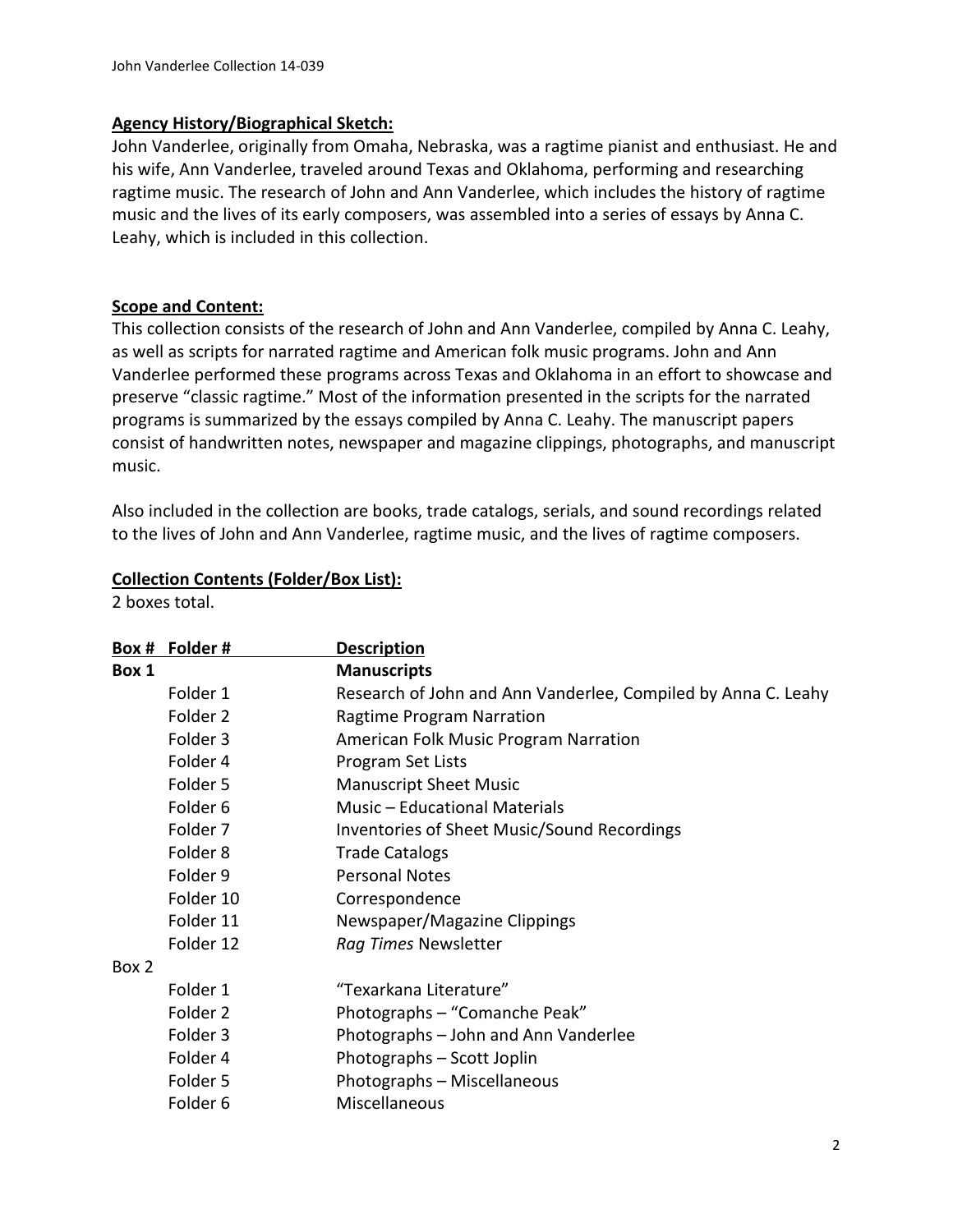## Agency History/Biographical Sketch:

John Vanderlee, originally from Omaha, Nebraska, was a ragtime pianist and enthusiast. He and his wife, Ann Vanderlee, traveled around Texas and Oklahoma, performing and researching ragtime music. The research of John and Ann Vanderlee, which includes the history of ragtime music and the lives of its early composers, was assembled into a series of essays by Anna C. Leahy, which is included in this collection.

## Scope and Content:

This collection consists of the research of John and Ann Vanderlee, compiled by Anna C. Leahy, as well as scripts for narrated ragtime and American folk music programs. John and Ann Vanderlee performed these programs across Texas and Oklahoma in an effort to showcase and preserve "classic ragtime." Most of the information presented in the scripts for the narrated programs is summarized by the essays compiled by Anna C. Leahy. The manuscript papers consist of handwritten notes, newspaper and magazine clippings, photographs, and manuscript music.

Also included in the collection are books, trade catalogs, serials, and sound recordings related to the lives of John and Ann Vanderlee, ragtime music, and the lives of ragtime composers.

## Collection Contents (Folder/Box List):

2 boxes total.

| Box # | Folder # | Description |
|---|---|---|
| **Box 1** | | **Manuscripts** |
| | Folder 1 | Research of John and Ann Vanderlee, Compiled by Anna C. Leahy |
| | Folder 2 | Ragtime Program Narration |
| | Folder 3 | American Folk Music Program Narration |
| | Folder 4 | Program Set Lists |
| | Folder 5 | Manuscript Sheet Music |
| | Folder 6 | Music – Educational Materials |
| | Folder 7 | Inventories of Sheet Music/Sound Recordings |
| | Folder 8 | Trade Catalogs |
| | Folder 9 | Personal Notes |
| | Folder 10 | Correspondence |
| | Folder 11 | Newspaper/Magazine Clippings |
| | Folder 12 | *Rag Times* Newsletter |
| Box 2 | | |
| | Folder 1 | "Texarkana Literature" |
| | Folder 2 | Photographs – "Comanche Peak" |
| | Folder 3 | Photographs – John and Ann Vanderlee |
| | Folder 4 | Photographs – Scott Joplin |
| | Folder 5 | Photographs – Miscellaneous |
| | Folder 6 | Miscellaneous |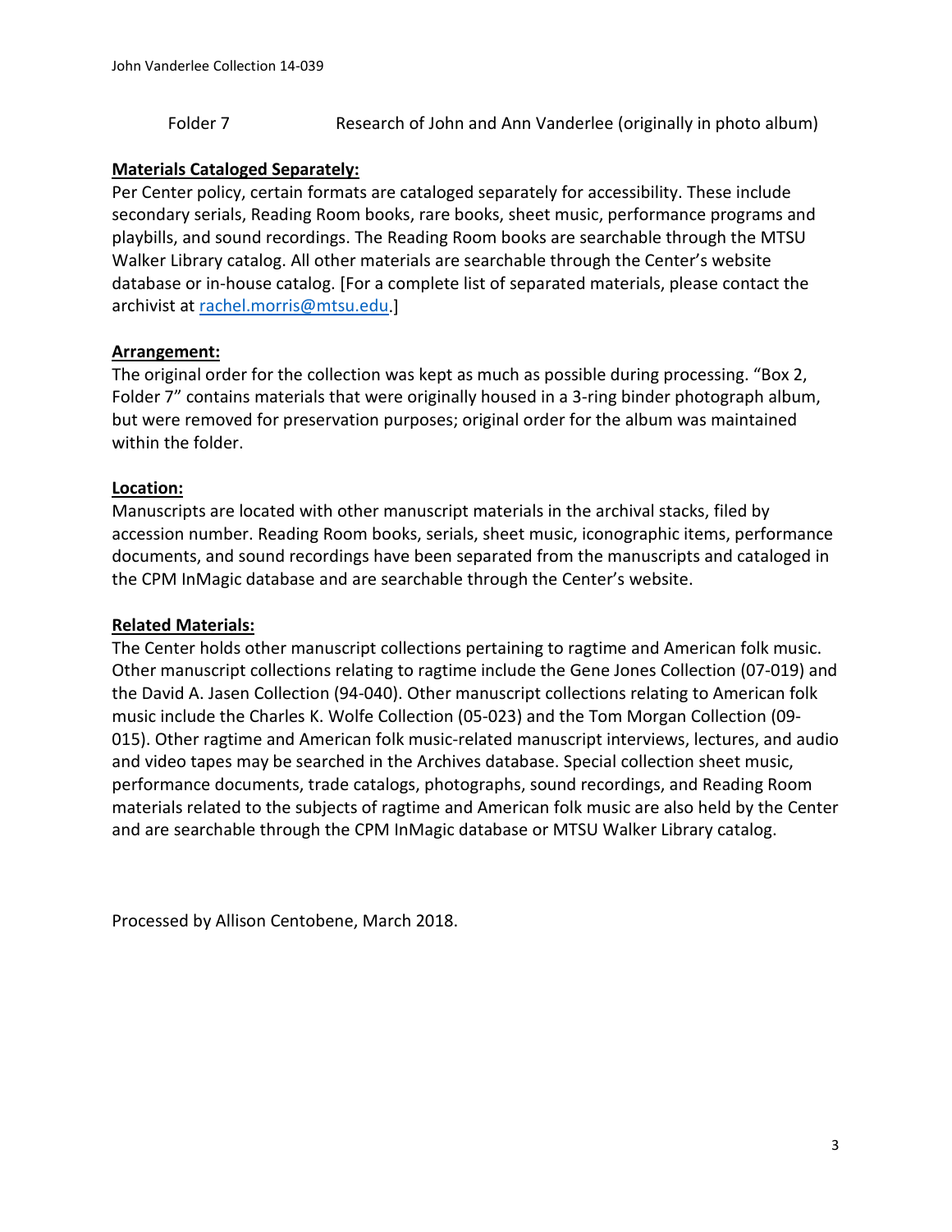| | |
|---|---|
| Folder 7 | Research of John and Ann Vanderlee (originally in photo album) |

**Materials Cataloged Separately:**

Per Center policy, certain formats are cataloged separately for accessibility. These include secondary serials, Reading Room books, rare books, sheet music, performance programs and playbills, and sound recordings. The Reading Room books are searchable through the MTSU Walker Library catalog. All other materials are searchable through the Center's website database or in-house catalog. [For a complete list of separated materials, please contact the archivist at rachel.morris@mtsu.edu.]

**Arrangement:**

The original order for the collection was kept as much as possible during processing. "Box 2, Folder 7" contains materials that were originally housed in a 3-ring binder photograph album, but were removed for preservation purposes; original order for the album was maintained within the folder.

**Location:**

Manuscripts are located with other manuscript materials in the archival stacks, filed by accession number. Reading Room books, serials, sheet music, iconographic items, performance documents, and sound recordings have been separated from the manuscripts and cataloged in the CPM InMagic database and are searchable through the Center's website.

**Related Materials:**

The Center holds other manuscript collections pertaining to ragtime and American folk music. Other manuscript collections relating to ragtime include the Gene Jones Collection (07-019) and the David A. Jasen Collection (94-040). Other manuscript collections relating to American folk music include the Charles K. Wolfe Collection (05-023) and the Tom Morgan Collection (09-015). Other ragtime and American folk music-related manuscript interviews, lectures, and audio and video tapes may be searched in the Archives database. Special collection sheet music, performance documents, trade catalogs, photographs, sound recordings, and Reading Room materials related to the subjects of ragtime and American folk music are also held by the Center and are searchable through the CPM InMagic database or MTSU Walker Library catalog.

Processed by Allison Centobene, March 2018.